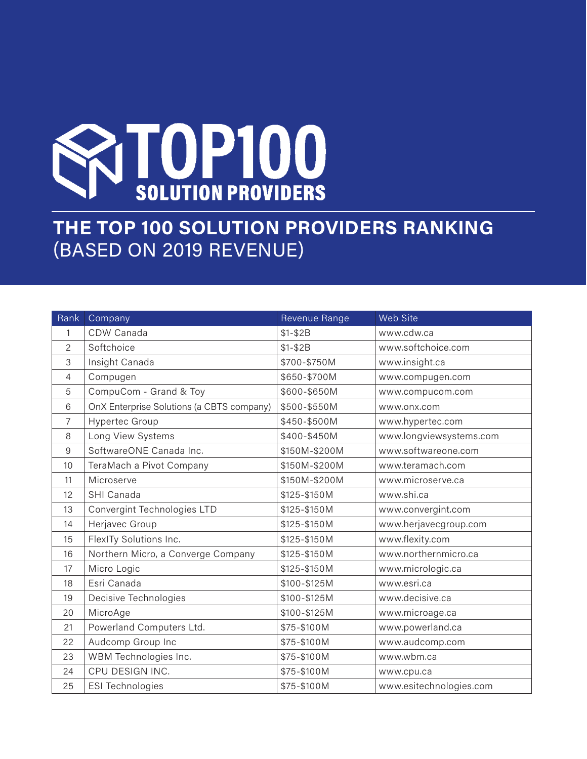# TOP100 SOLUTION PROVIDERS

## THE TOP 100 SOLUTION PROVIDERS RANKING (BASED ON 2019 REVENUE)

| Rank | Company | Revenue Range | Web Site |
| --- | --- | --- | --- |
| 1 | CDW Canada | $1-$2B | www.cdw.ca |
| 2 | Softchoice | $1-$2B | www.softchoice.com |
| 3 | Insight Canada | $700-$750M | www.insight.ca |
| 4 | Compugen | $650-$700M | www.compugen.com |
| 5 | CompuCom - Grand & Toy | $600-$650M | www.compucom.com |
| 6 | OnX Enterprise Solutions (a CBTS company) | $500-$550M | www.onx.com |
| 7 | Hypertec Group | $450-$500M | www.hypertec.com |
| 8 | Long View Systems | $400-$450M | www.longviewsystems.com |
| 9 | SoftwareONE Canada Inc. | $150M-$200M | www.softwareone.com |
| 10 | TeraMach a Pivot Company | $150M-$200M | www.teramach.com |
| 11 | Microserve | $150M-$200M | www.microserve.ca |
| 12 | SHI Canada | $125-$150M | www.shi.ca |
| 13 | Convergint Technologies LTD | $125-$150M | www.convergint.com |
| 14 | Herjavec Group | $125-$150M | www.herjavecgroup.com |
| 15 | FlexITy Solutions Inc. | $125-$150M | www.flexity.com |
| 16 | Northern Micro, a Converge Company | $125-$150M | www.northernmicro.ca |
| 17 | Micro Logic | $125-$150M | www.micrologic.ca |
| 18 | Esri Canada | $100-$125M | www.esri.ca |
| 19 | Decisive Technologies | $100-$125M | www.decisive.ca |
| 20 | MicroAge | $100-$125M | www.microage.ca |
| 21 | Powerland Computers Ltd. | $75-$100M | www.powerland.ca |
| 22 | Audcomp Group Inc | $75-$100M | www.audcomp.com |
| 23 | WBM Technologies Inc. | $75-$100M | www.wbm.ca |
| 24 | CPU DESIGN INC. | $75-$100M | www.cpu.ca |
| 25 | ESI Technologies | $75-$100M | www.esitechnologies.com |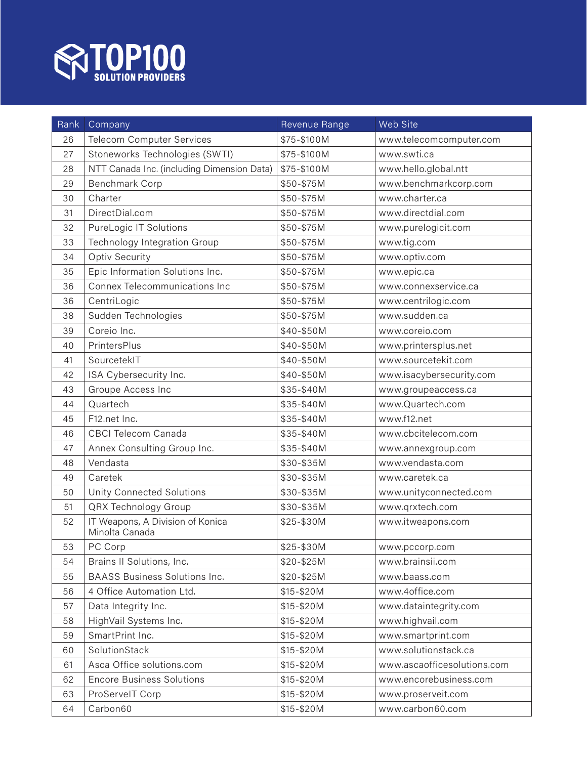# TOP100 SOLUTION PROVIDERS

| Rank | Company | Revenue Range | Web Site |
|---|---|---|---|
| 26 | Telecom Computer Services | $75-$100M | www.telecomcomputer.com |
| 27 | Stoneworks Technologies (SWTI) | $75-$100M | www.swti.ca |
| 28 | NTT Canada Inc. (including Dimension Data) | $75-$100M | www.hello.global.ntt |
| 29 | Benchmark Corp | $50-$75M | www.benchmarkcorp.com |
| 30 | Charter | $50-$75M | www.charter.ca |
| 31 | DirectDial.com | $50-$75M | www.directdial.com |
| 32 | PureLogic IT Solutions | $50-$75M | www.purelogicit.com |
| 33 | Technology Integration Group | $50-$75M | www.tig.com |
| 34 | Optiv Security | $50-$75M | www.optiv.com |
| 35 | Epic Information Solutions Inc. | $50-$75M | www.epic.ca |
| 36 | Connex Telecommunications Inc | $50-$75M | www.connexservice.ca |
| 36 | CentriLogic | $50-$75M | www.centrilogic.com |
| 38 | Sudden Technologies | $50-$75M | www.sudden.ca |
| 39 | Coreio Inc. | $40-$50M | www.coreio.com |
| 40 | PrintersPlus | $40-$50M | www.printersplus.net |
| 41 | SourcetekIT | $40-$50M | www.sourcetekit.com |
| 42 | ISA Cybersecurity Inc. | $40-$50M | www.isacybersecurity.com |
| 43 | Groupe Access Inc | $35-$40M | www.groupeaccess.ca |
| 44 | Quartech | $35-$40M | www.Quartech.com |
| 45 | F12.net Inc. | $35-$40M | www.f12.net |
| 46 | CBCI Telecom Canada | $35-$40M | www.cbcitelecom.com |
| 47 | Annex Consulting Group Inc. | $35-$40M | www.annexgroup.com |
| 48 | Vendasta | $30-$35M | www.vendasta.com |
| 49 | Caretek | $30-$35M | www.caretek.ca |
| 50 | Unity Connected Solutions | $30-$35M | www.unityconnected.com |
| 51 | QRX Technology Group | $30-$35M | www.qrxtech.com |
| 52 | IT Weapons, A Division of Konica Minolta Canada | $25-$30M | www.itweapons.com |
| 53 | PC Corp | $25-$30M | www.pccorp.com |
| 54 | Brains II Solutions, Inc. | $20-$25M | www.brainsii.com |
| 55 | BAASS Business Solutions Inc. | $20-$25M | www.baass.com |
| 56 | 4 Office Automation Ltd. | $15-$20M | www.4office.com |
| 57 | Data Integrity Inc. | $15-$20M | www.dataintegrity.com |
| 58 | HighVail Systems Inc. | $15-$20M | www.highvail.com |
| 59 | SmartPrint Inc. | $15-$20M | www.smartprint.com |
| 60 | SolutionStack | $15-$20M | www.solutionstack.ca |
| 61 | Asca Office solutions.com | $15-$20M | www.ascaofficesolutions.com |
| 62 | Encore Business Solutions | $15-$20M | www.encorebusiness.com |
| 63 | ProServeIT Corp | $15-$20M | www.proserveit.com |
| 64 | Carbon60 | $15-$20M | www.carbon60.com |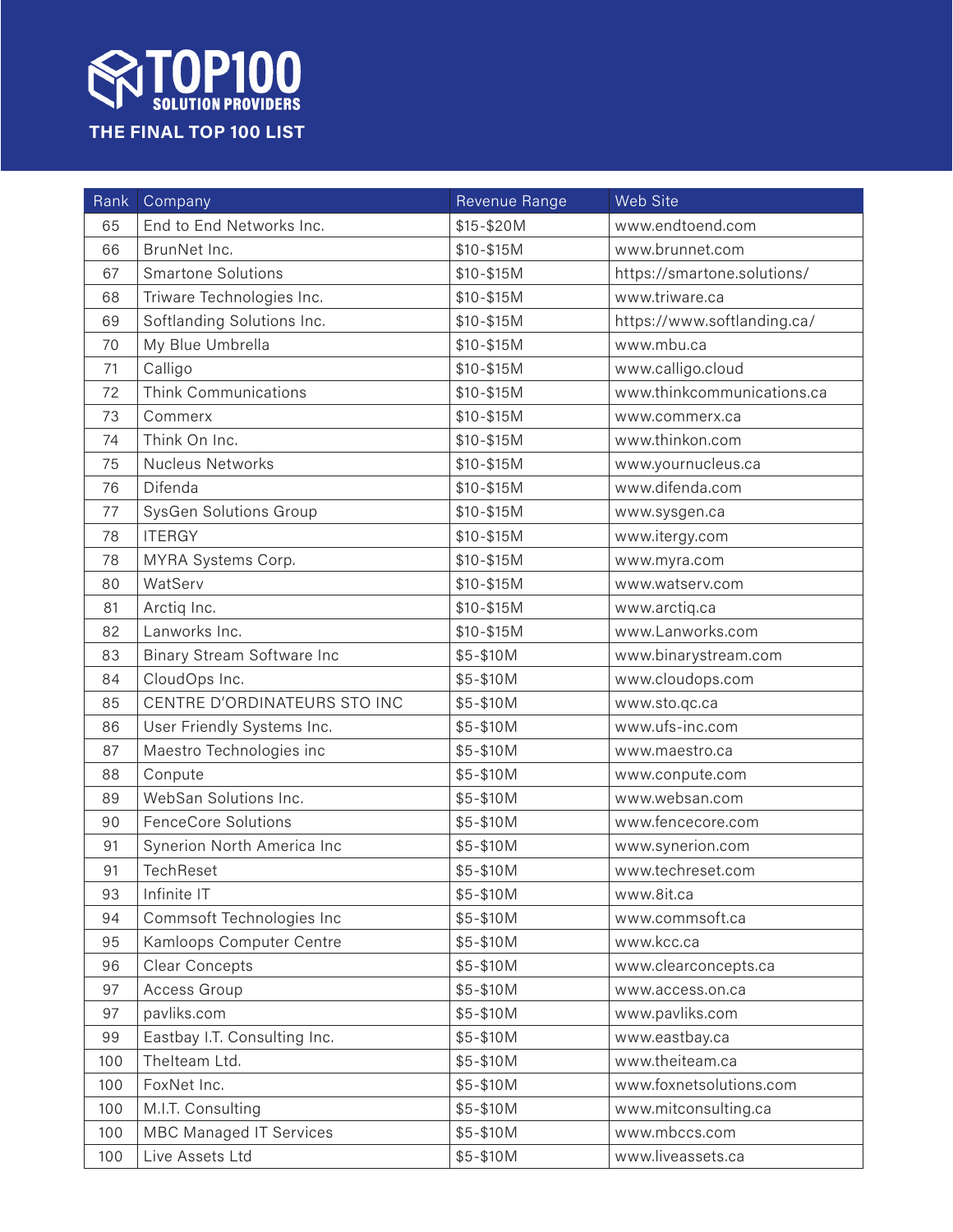# TOP100 SOLUTION PROVIDERS

## THE FINAL TOP 100 LIST

| Rank | Company | Revenue Range | Web Site |
|---|---|---|---|
| 65 | End to End Networks Inc. | $15-$20M | www.endtoend.com |
| 66 | BrunNet Inc. | $10-$15M | www.brunnet.com |
| 67 | Smartone Solutions | $10-$15M | https://smartone.solutions/ |
| 68 | Triware Technologies Inc. | $10-$15M | www.triware.ca |
| 69 | Softlanding Solutions Inc. | $10-$15M | https://www.softlanding.ca/ |
| 70 | My Blue Umbrella | $10-$15M | www.mbu.ca |
| 71 | Calligo | $10-$15M | www.calligo.cloud |
| 72 | Think Communications | $10-$15M | www.thinkcommunications.ca |
| 73 | Commerx | $10-$15M | www.commerx.ca |
| 74 | Think On Inc. | $10-$15M | www.thinkon.com |
| 75 | Nucleus Networks | $10-$15M | www.yournucleus.ca |
| 76 | Difenda | $10-$15M | www.difenda.com |
| 77 | SysGen Solutions Group | $10-$15M | www.sysgen.ca |
| 78 | ITERGY | $10-$15M | www.itergy.com |
| 78 | MYRA Systems Corp. | $10-$15M | www.myra.com |
| 80 | WatServ | $10-$15M | www.watserv.com |
| 81 | Arctiq Inc. | $10-$15M | www.arctiq.ca |
| 82 | Lanworks Inc. | $10-$15M | www.Lanworks.com |
| 83 | Binary Stream Software Inc | $5-$10M | www.binarystream.com |
| 84 | CloudOps Inc. | $5-$10M | www.cloudops.com |
| 85 | CENTRE D'ORDINATEURS STO INC | $5-$10M | www.sto.qc.ca |
| 86 | User Friendly Systems Inc. | $5-$10M | www.ufs-inc.com |
| 87 | Maestro Technologies inc | $5-$10M | www.maestro.ca |
| 88 | Conpute | $5-$10M | www.conpute.com |
| 89 | WebSan Solutions Inc. | $5-$10M | www.websan.com |
| 90 | FenceCore Solutions | $5-$10M | www.fencecore.com |
| 91 | Synerion North America Inc | $5-$10M | www.synerion.com |
| 91 | TechReset | $5-$10M | www.techreset.com |
| 93 | Infinite IT | $5-$10M | www.8it.ca |
| 94 | Commsoft Technologies Inc | $5-$10M | www.commsoft.ca |
| 95 | Kamloops Computer Centre | $5-$10M | www.kcc.ca |
| 96 | Clear Concepts | $5-$10M | www.clearconcepts.ca |
| 97 | Access Group | $5-$10M | www.access.on.ca |
| 97 | pavliks.com | $5-$10M | www.pavliks.com |
| 99 | Eastbay I.T. Consulting Inc. | $5-$10M | www.eastbay.ca |
| 100 | TheIteam Ltd. | $5-$10M | www.theiteam.ca |
| 100 | FoxNet Inc. | $5-$10M | www.foxnetsolutions.com |
| 100 | M.I.T. Consulting | $5-$10M | www.mitconsulting.ca |
| 100 | MBC Managed IT Services | $5-$10M | www.mbccs.com |
| 100 | Live Assets Ltd | $5-$10M | www.liveassets.ca |